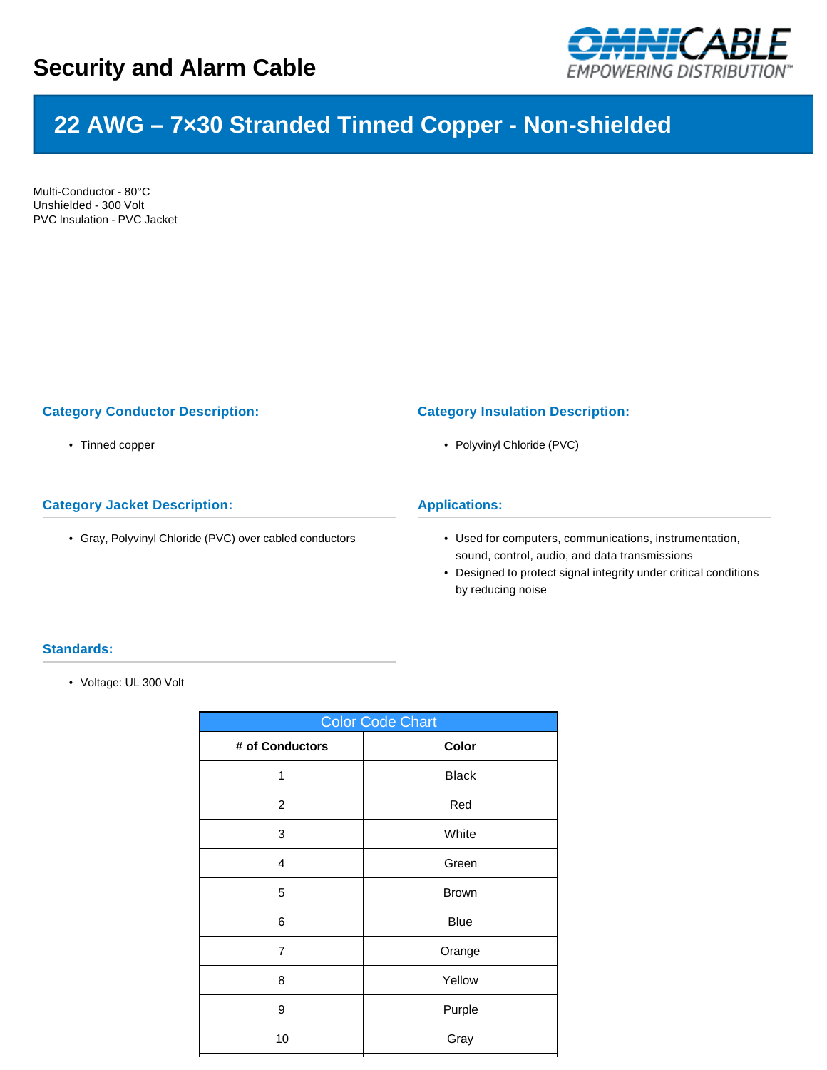# Security and Alarm Cable

## 22 AWG – 7×30 Stranded Tinned Copper - Non-shielded

Multi-Conductor - 80°C
Unshielded - 300 Volt
PVC Insulation - PVC Jacket

### Category Conductor Description:

- Tinned copper

### Category Insulation Description:

- Polyvinyl Chloride (PVC)

### Category Jacket Description:

- Gray, Polyvinyl Chloride (PVC) over cabled conductors

### Applications:

- Used for computers, communications, instrumentation, sound, control, audio, and data transmissions
- Designed to protect signal integrity under critical conditions by reducing noise

### Standards:

- Voltage: UL 300 Volt

| Color Code Chart | |
|---|---|
| **# of Conductors** | **Color** |
| 1 | Black |
| 2 | Red |
| 3 | White |
| 4 | Green |
| 5 | Brown |
| 6 | Blue |
| 7 | Orange |
| 8 | Yellow |
| 9 | Purple |
| 10 | Gray |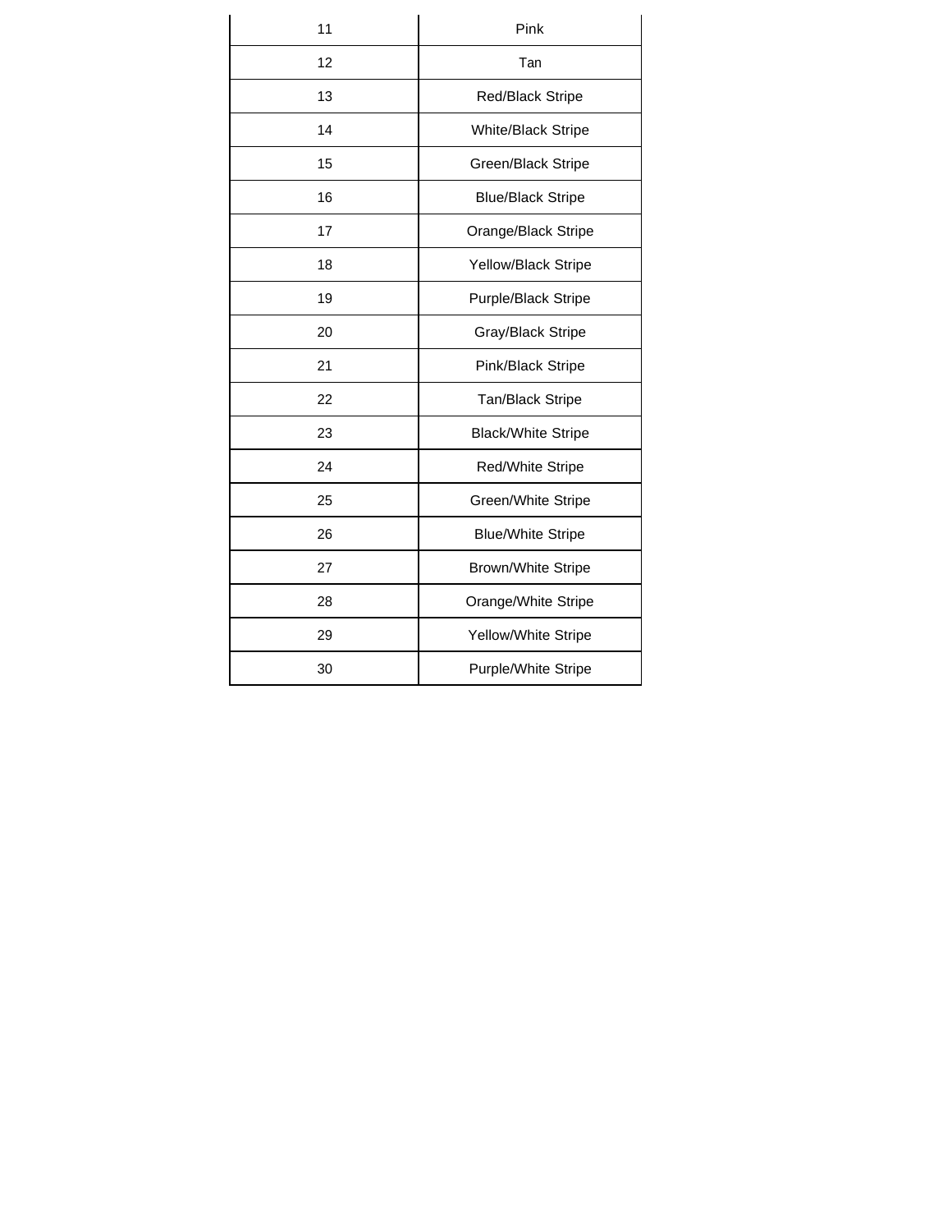| | |
|---|---|
| 11 | Pink |
| 12 | Tan |
| 13 | Red/Black Stripe |
| 14 | White/Black Stripe |
| 15 | Green/Black Stripe |
| 16 | Blue/Black Stripe |
| 17 | Orange/Black Stripe |
| 18 | Yellow/Black Stripe |
| 19 | Purple/Black Stripe |
| 20 | Gray/Black Stripe |
| 21 | Pink/Black Stripe |
| 22 | Tan/Black Stripe |
| 23 | Black/White Stripe |
| 24 | Red/White Stripe |
| 25 | Green/White Stripe |
| 26 | Blue/White Stripe |
| 27 | Brown/White Stripe |
| 28 | Orange/White Stripe |
| 29 | Yellow/White Stripe |
| 30 | Purple/White Stripe |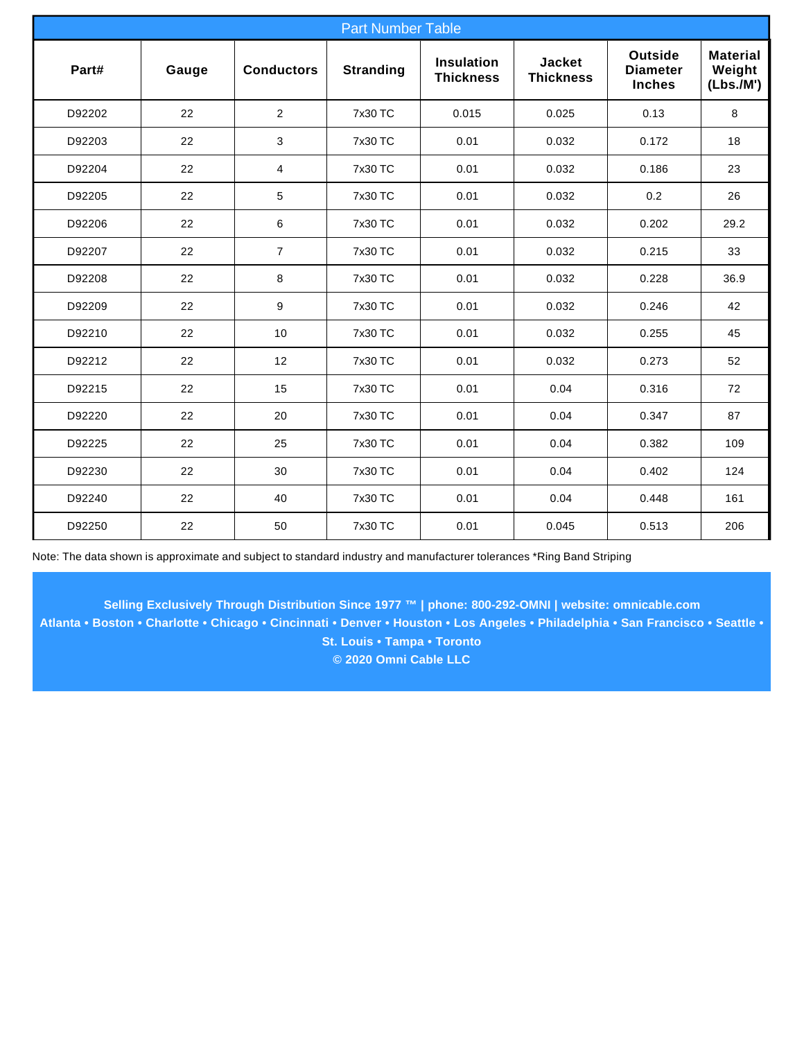## Part Number Table

| Part# | Gauge | Conductors | Stranding | Insulation Thickness | Jacket Thickness | Outside Diameter Inches | Material Weight (Lbs./M') |
|---|---|---|---|---|---|---|---|
| D92202 | 22 | 2 | 7x30 TC | 0.015 | 0.025 | 0.13 | 8 |
| D92203 | 22 | 3 | 7x30 TC | 0.01 | 0.032 | 0.172 | 18 |
| D92204 | 22 | 4 | 7x30 TC | 0.01 | 0.032 | 0.186 | 23 |
| D92205 | 22 | 5 | 7x30 TC | 0.01 | 0.032 | 0.2 | 26 |
| D92206 | 22 | 6 | 7x30 TC | 0.01 | 0.032 | 0.202 | 29.2 |
| D92207 | 22 | 7 | 7x30 TC | 0.01 | 0.032 | 0.215 | 33 |
| D92208 | 22 | 8 | 7x30 TC | 0.01 | 0.032 | 0.228 | 36.9 |
| D92209 | 22 | 9 | 7x30 TC | 0.01 | 0.032 | 0.246 | 42 |
| D92210 | 22 | 10 | 7x30 TC | 0.01 | 0.032 | 0.255 | 45 |
| D92212 | 22 | 12 | 7x30 TC | 0.01 | 0.032 | 0.273 | 52 |
| D92215 | 22 | 15 | 7x30 TC | 0.01 | 0.04 | 0.316 | 72 |
| D92220 | 22 | 20 | 7x30 TC | 0.01 | 0.04 | 0.347 | 87 |
| D92225 | 22 | 25 | 7x30 TC | 0.01 | 0.04 | 0.382 | 109 |
| D92230 | 22 | 30 | 7x30 TC | 0.01 | 0.04 | 0.402 | 124 |
| D92240 | 22 | 40 | 7x30 TC | 0.01 | 0.04 | 0.448 | 161 |
| D92250 | 22 | 50 | 7x30 TC | 0.01 | 0.045 | 0.513 | 206 |

Note: The data shown is approximate and subject to standard industry and manufacturer tolerances *Ring Band Striping

**Selling Exclusively Through Distribution Since 1977 ™ | phone: 800-292-OMNI | website: omnicable.com**
**Atlanta • Boston • Charlotte • Chicago • Cincinnati • Denver • Houston • Los Angeles • Philadelphia • San Francisco • Seattle • St. Louis • Tampa • Toronto**
**© 2020 Omni Cable LLC**